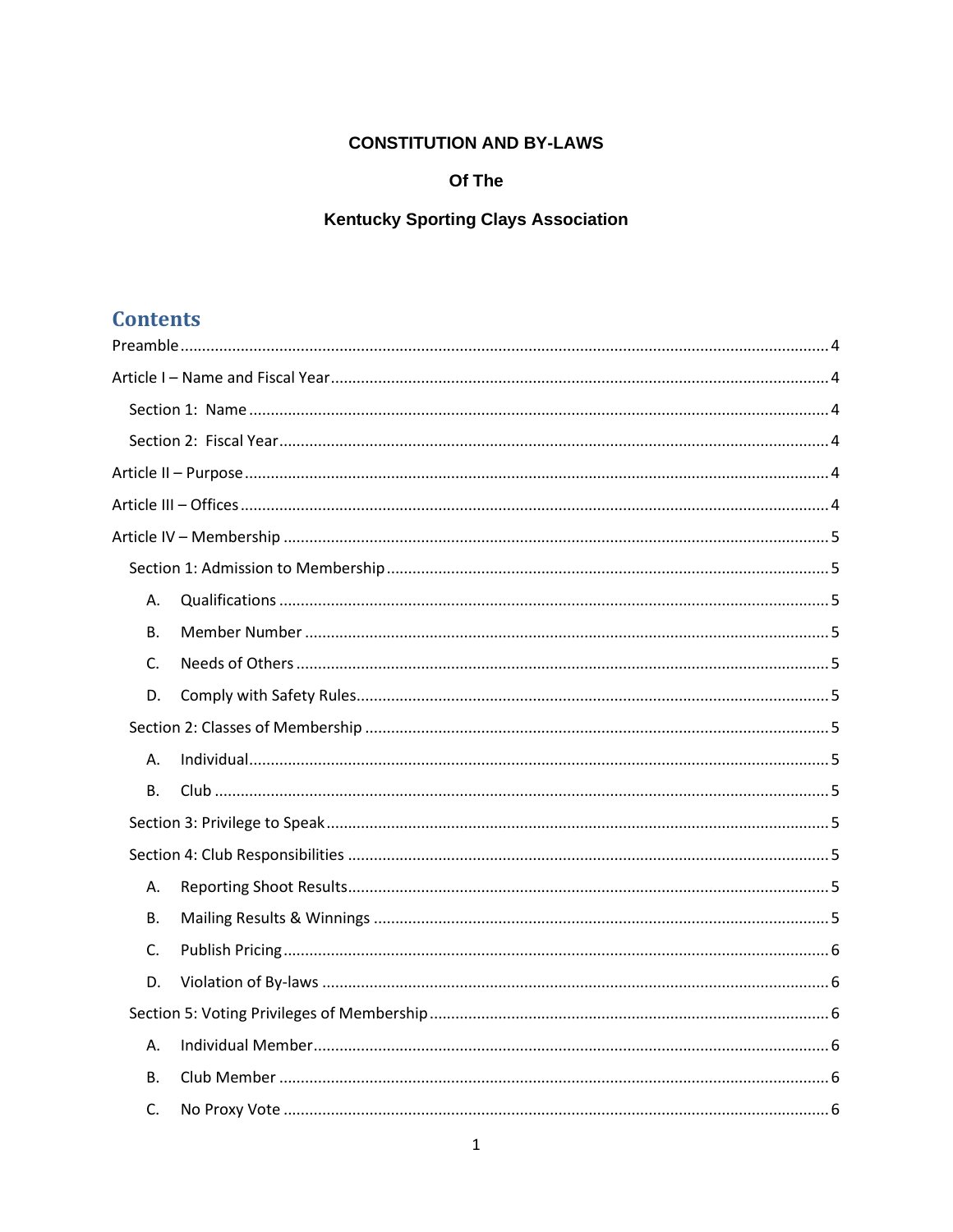**CONSTITUTION AND BY-LAWS**

**Of The**

**Kentucky Sporting Clays Association**

## Contents

Preamble .......... 4

Article I – Name and Fiscal Year .......... 4

- Section 1: Name .......... 4
- Section 2: Fiscal Year .......... 4

Article II – Purpose .......... 4

Article III – Offices .......... 4

Article IV – Membership .......... 5

- Section 1: Admission to Membership .......... 5
  - A. Qualifications .......... 5
  - B. Member Number .......... 5
  - C. Needs of Others .......... 5
  - D. Comply with Safety Rules .......... 5
- Section 2: Classes of Membership .......... 5
  - A. Individual .......... 5
  - B. Club .......... 5
- Section 3: Privilege to Speak .......... 5
- Section 4: Club Responsibilities .......... 5
  - A. Reporting Shoot Results .......... 5
  - B. Mailing Results & Winnings .......... 5
  - C. Publish Pricing .......... 6
  - D. Violation of By-laws .......... 6
- Section 5: Voting Privileges of Membership .......... 6
  - A. Individual Member .......... 6
  - B. Club Member .......... 6
  - C. No Proxy Vote .......... 6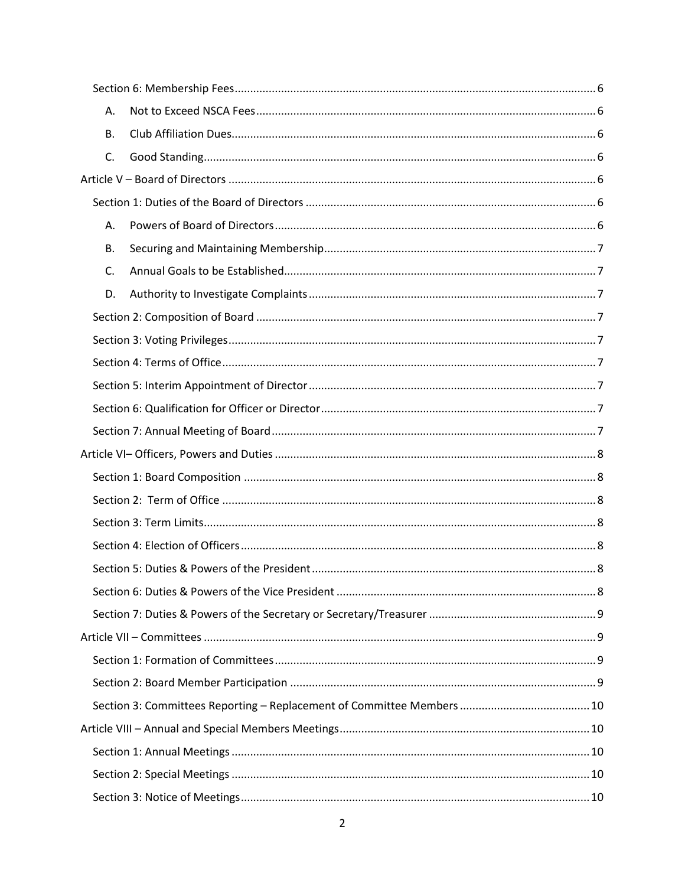Section 6: Membership Fees .......... 6

A. Not to Exceed NSCA Fees .......... 6

B. Club Affiliation Dues .......... 6

C. Good Standing .......... 6

Article V – Board of Directors .......... 6

Section 1: Duties of the Board of Directors .......... 6

A. Powers of Board of Directors .......... 6

B. Securing and Maintaining Membership .......... 7

C. Annual Goals to be Established .......... 7

D. Authority to Investigate Complaints .......... 7

Section 2: Composition of Board .......... 7

Section 3: Voting Privileges .......... 7

Section 4: Terms of Office .......... 7

Section 5: Interim Appointment of Director .......... 7

Section 6: Qualification for Officer or Director .......... 7

Section 7: Annual Meeting of Board .......... 7

Article VI– Officers, Powers and Duties .......... 8

Section 1: Board Composition .......... 8

Section 2: Term of Office .......... 8

Section 3: Term Limits .......... 8

Section 4: Election of Officers .......... 8

Section 5: Duties & Powers of the President .......... 8

Section 6: Duties & Powers of the Vice President .......... 8

Section 7: Duties & Powers of the Secretary or Secretary/Treasurer .......... 9

Article VII – Committees .......... 9

Section 1: Formation of Committees .......... 9

Section 2: Board Member Participation .......... 9

Section 3: Committees Reporting – Replacement of Committee Members .......... 10

Article VIII – Annual and Special Members Meetings .......... 10

Section 1: Annual Meetings .......... 10

Section 2: Special Meetings .......... 10

Section 3: Notice of Meetings .......... 10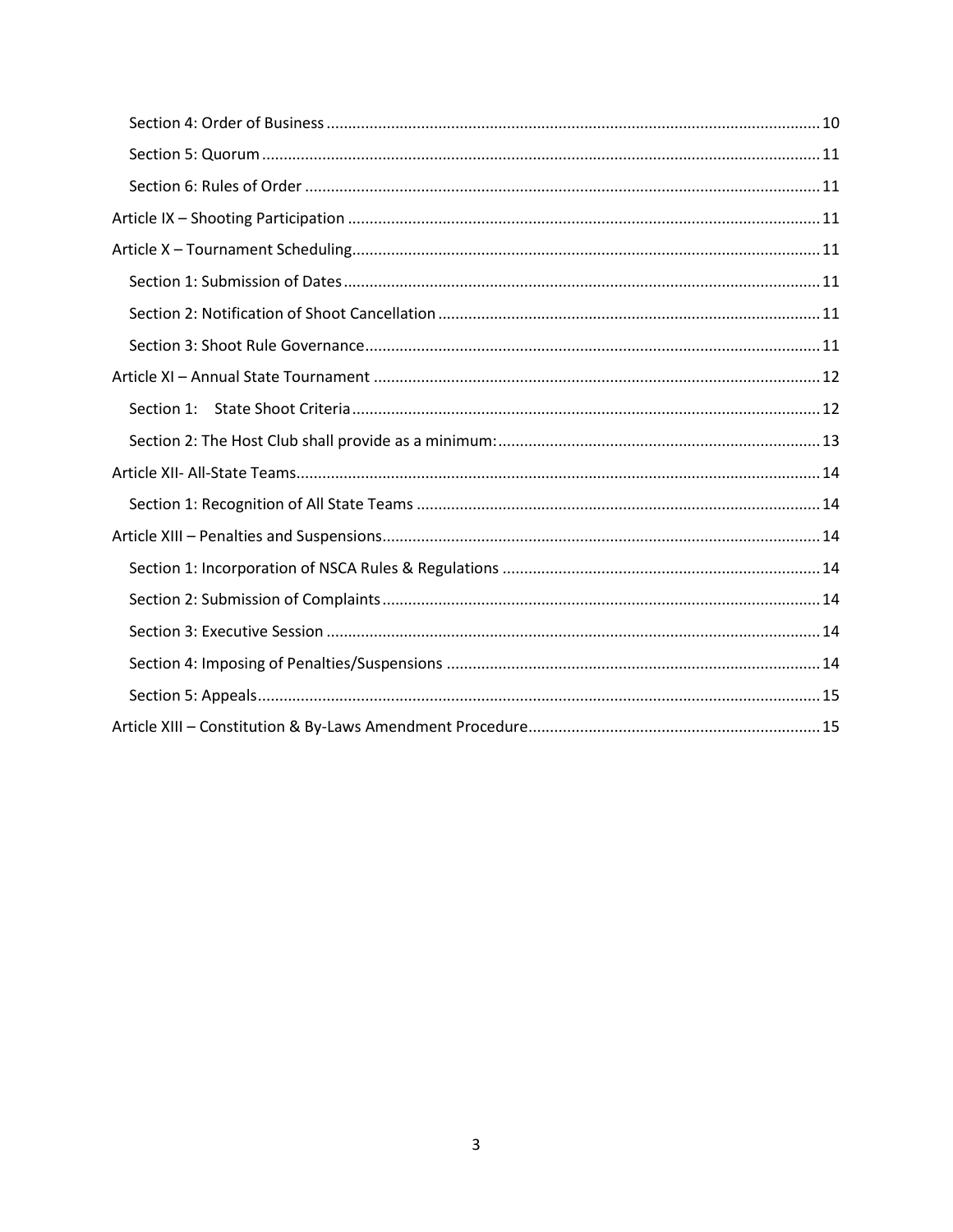- Section 4: Order of Business ........................................................................................................ 10
- Section 5: Quorum ........................................................................................................................ 11
- Section 6: Rules of Order ............................................................................................................. 11

Article IX – Shooting Participation .................................................................................................... 11

Article X – Tournament Scheduling.................................................................................................... 11

- Section 1: Submission of Dates ...................................................................................................... 11
- Section 2: Notification of Shoot Cancellation ................................................................................ 11
- Section 3: Shoot Rule Governance.................................................................................................. 11

Article XI – Annual State Tournament ............................................................................................... 12

- Section 1: State Shoot Criteria ....................................................................................................... 12
- Section 2: The Host Club shall provide as a minimum: .................................................................. 13

Article XII- All-State Teams.................................................................................................................. 14

- Section 1: Recognition of All State Teams ..................................................................................... 14

Article XIII – Penalties and Suspensions............................................................................................. 14

- Section 1: Incorporation of NSCA Rules & Regulations ................................................................. 14
- Section 2: Submission of Complaints.............................................................................................. 14
- Section 3: Executive Session .......................................................................................................... 14
- Section 4: Imposing of Penalties/Suspensions ............................................................................... 14
- Section 5: Appeals........................................................................................................................... 15

Article XIII – Constitution & By-Laws Amendment Procedure........................................................... 15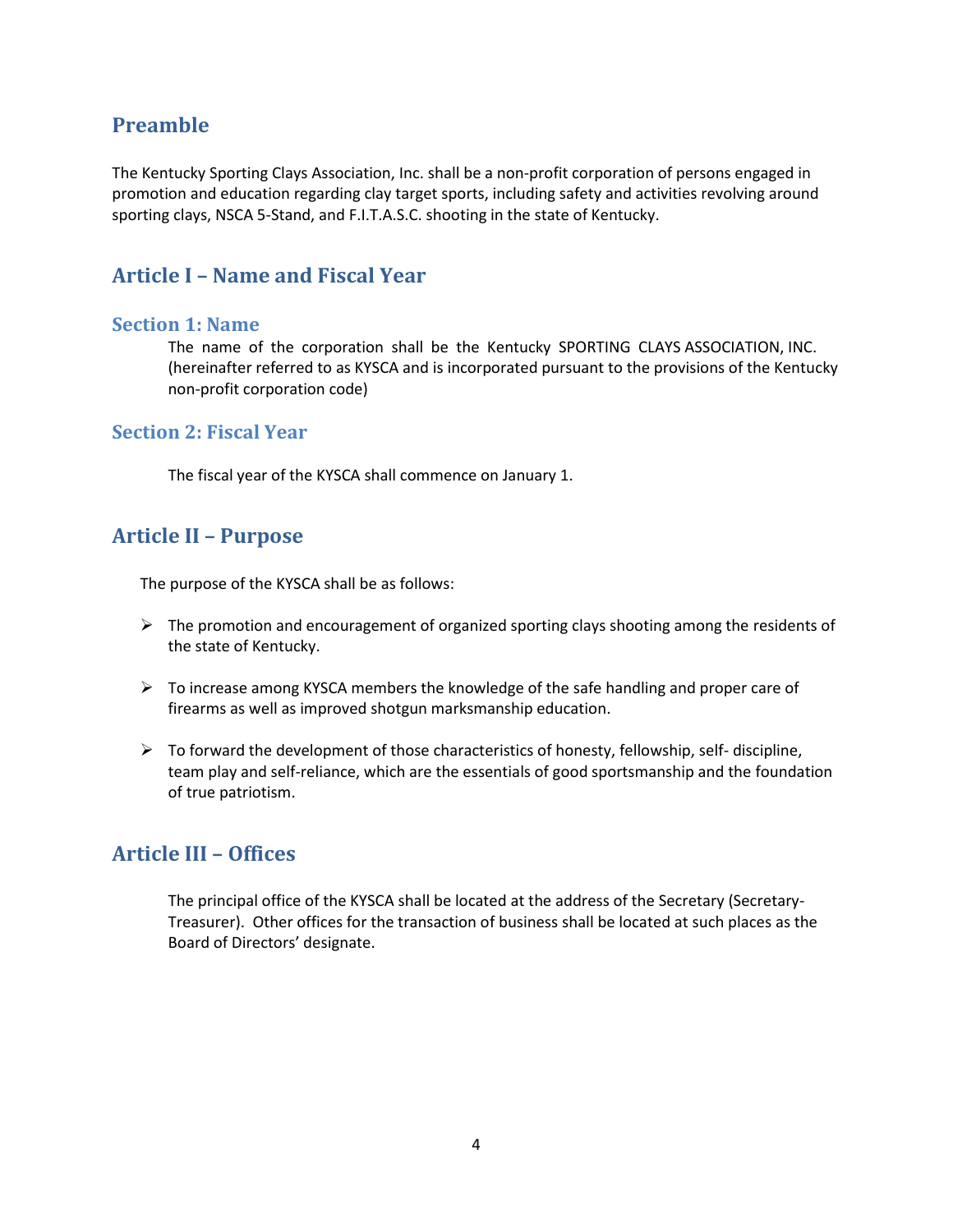## Preamble

The Kentucky Sporting Clays Association, Inc. shall be a non-profit corporation of persons engaged in promotion and education regarding clay target sports, including safety and activities revolving around sporting clays, NSCA 5-Stand, and F.I.T.A.S.C. shooting in the state of Kentucky.

## Article I – Name and Fiscal Year

### Section 1: Name

The name of the corporation shall be the Kentucky SPORTING CLAYS ASSOCIATION, INC. (hereinafter referred to as KYSCA and is incorporated pursuant to the provisions of the Kentucky non-profit corporation code)

### Section 2: Fiscal Year

The fiscal year of the KYSCA shall commence on January 1.

## Article II – Purpose

The purpose of the KYSCA shall be as follows:

- The promotion and encouragement of organized sporting clays shooting among the residents of the state of Kentucky.
- To increase among KYSCA members the knowledge of the safe handling and proper care of firearms as well as improved shotgun marksmanship education.
- To forward the development of those characteristics of honesty, fellowship, self- discipline, team play and self-reliance, which are the essentials of good sportsmanship and the foundation of true patriotism.

## Article III – Offices

The principal office of the KYSCA shall be located at the address of the Secretary (Secretary-Treasurer). Other offices for the transaction of business shall be located at such places as the Board of Directors' designate.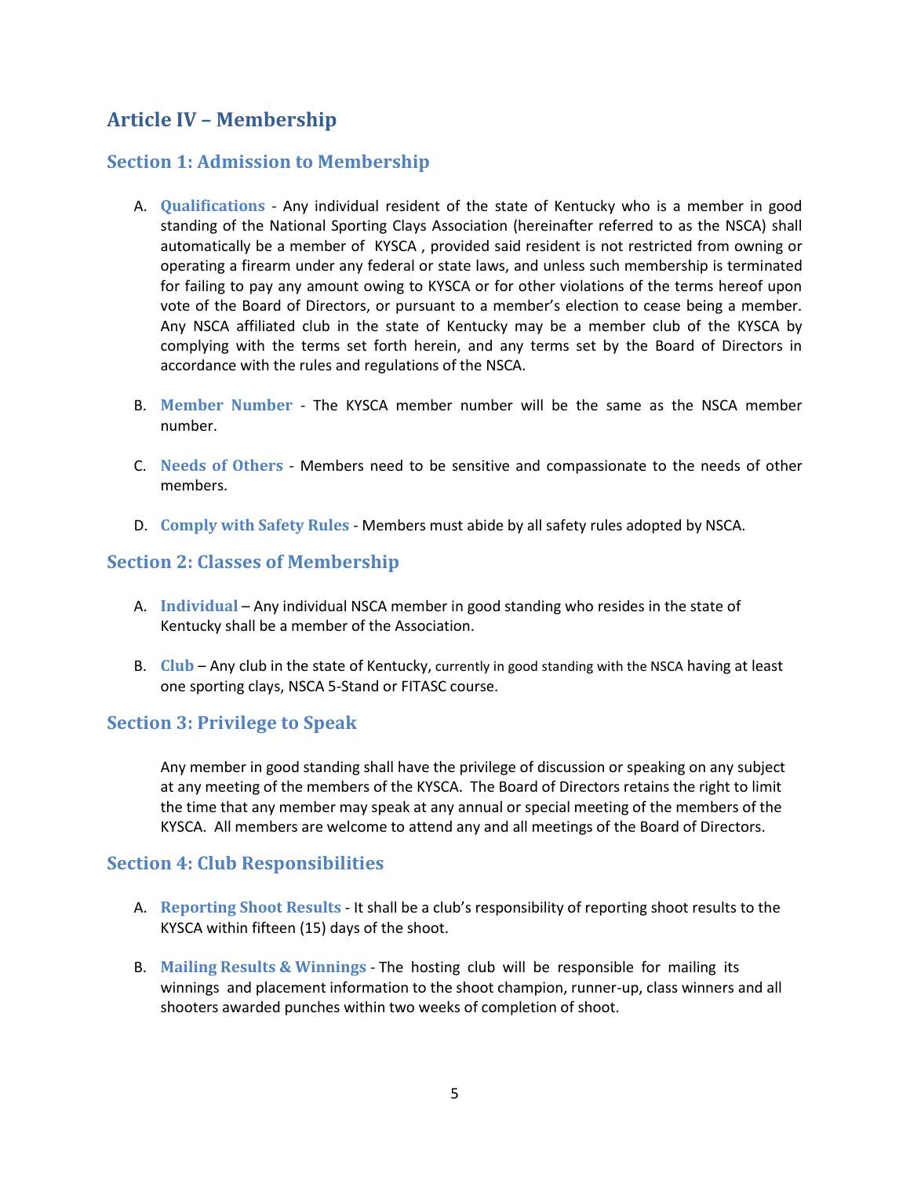## Article IV – Membership

### Section 1: Admission to Membership

A. **Qualifications** - Any individual resident of the state of Kentucky who is a member in good standing of the National Sporting Clays Association (hereinafter referred to as the NSCA) shall automatically be a member of KYSCA , provided said resident is not restricted from owning or operating a firearm under any federal or state laws, and unless such membership is terminated for failing to pay any amount owing to KYSCA or for other violations of the terms hereof upon vote of the Board of Directors, or pursuant to a member's election to cease being a member. Any NSCA affiliated club in the state of Kentucky may be a member club of the KYSCA by complying with the terms set forth herein, and any terms set by the Board of Directors in accordance with the rules and regulations of the NSCA.

B. **Member Number** - The KYSCA member number will be the same as the NSCA member number.

C. **Needs of Others** - Members need to be sensitive and compassionate to the needs of other members.

D. **Comply with Safety Rules** - Members must abide by all safety rules adopted by NSCA.

### Section 2: Classes of Membership

A. **Individual** – Any individual NSCA member in good standing who resides in the state of Kentucky shall be a member of the Association.

B. **Club** – Any club in the state of Kentucky, currently in good standing with the NSCA having at least one sporting clays, NSCA 5-Stand or FITASC course.

### Section 3: Privilege to Speak

Any member in good standing shall have the privilege of discussion or speaking on any subject at any meeting of the members of the KYSCA. The Board of Directors retains the right to limit the time that any member may speak at any annual or special meeting of the members of the KYSCA. All members are welcome to attend any and all meetings of the Board of Directors.

### Section 4: Club Responsibilities

A. **Reporting Shoot Results** - It shall be a club's responsibility of reporting shoot results to the KYSCA within fifteen (15) days of the shoot.

B. **Mailing Results & Winnings** - The hosting club will be responsible for mailing its winnings and placement information to the shoot champion, runner-up, class winners and all shooters awarded punches within two weeks of completion of shoot.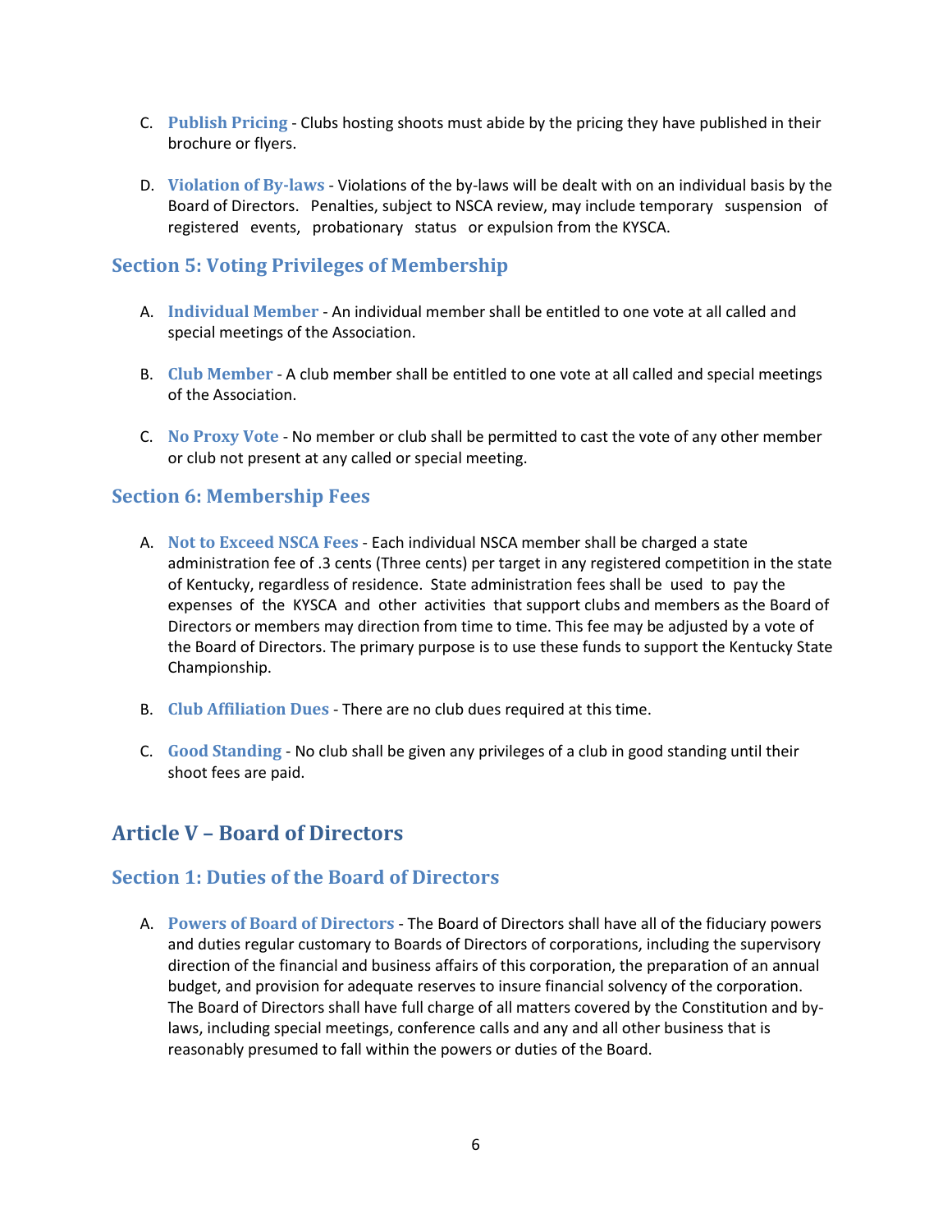C. **Publish Pricing** - Clubs hosting shoots must abide by the pricing they have published in their brochure or flyers.

D. **Violation of By-laws** - Violations of the by-laws will be dealt with on an individual basis by the Board of Directors. Penalties, subject to NSCA review, may include temporary suspension of registered events, probationary status or expulsion from the KYSCA.

### Section 5: Voting Privileges of Membership

A. **Individual Member** - An individual member shall be entitled to one vote at all called and special meetings of the Association.

B. **Club Member** - A club member shall be entitled to one vote at all called and special meetings of the Association.

C. **No Proxy Vote** - No member or club shall be permitted to cast the vote of any other member or club not present at any called or special meeting.

### Section 6: Membership Fees

A. **Not to Exceed NSCA Fees** - Each individual NSCA member shall be charged a state administration fee of .3 cents (Three cents) per target in any registered competition in the state of Kentucky, regardless of residence. State administration fees shall be used to pay the expenses of the KYSCA and other activities that support clubs and members as the Board of Directors or members may direction from time to time. This fee may be adjusted by a vote of the Board of Directors. The primary purpose is to use these funds to support the Kentucky State Championship.

B. **Club Affiliation Dues** - There are no club dues required at this time.

C. **Good Standing** - No club shall be given any privileges of a club in good standing until their shoot fees are paid.

## Article V – Board of Directors

### Section 1: Duties of the Board of Directors

A. **Powers of Board of Directors** - The Board of Directors shall have all of the fiduciary powers and duties regular customary to Boards of Directors of corporations, including the supervisory direction of the financial and business affairs of this corporation, the preparation of an annual budget, and provision for adequate reserves to insure financial solvency of the corporation. The Board of Directors shall have full charge of all matters covered by the Constitution and by-laws, including special meetings, conference calls and any and all other business that is reasonably presumed to fall within the powers or duties of the Board.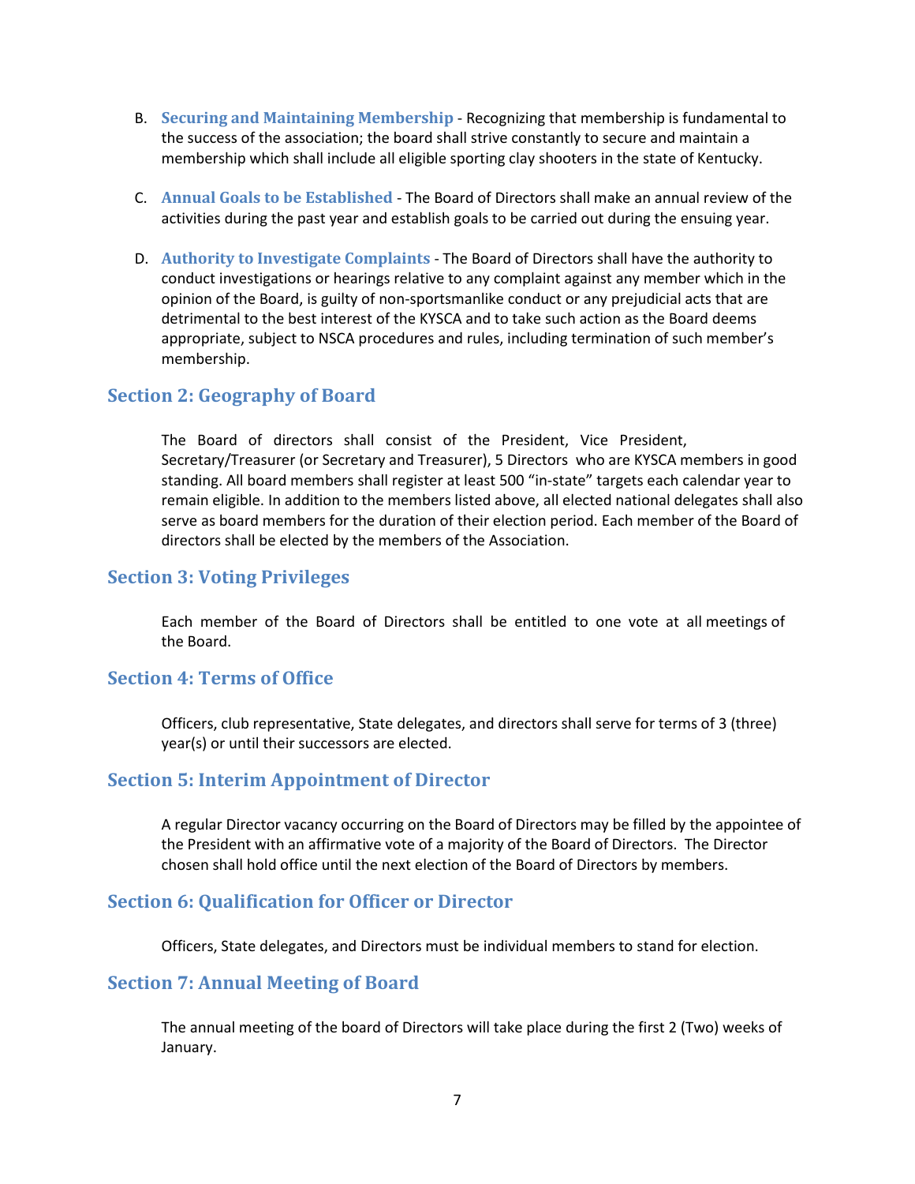B. **Securing and Maintaining Membership** - Recognizing that membership is fundamental to the success of the association; the board shall strive constantly to secure and maintain a membership which shall include all eligible sporting clay shooters in the state of Kentucky.

C. **Annual Goals to be Established** - The Board of Directors shall make an annual review of the activities during the past year and establish goals to be carried out during the ensuing year.

D. **Authority to Investigate Complaints** - The Board of Directors shall have the authority to conduct investigations or hearings relative to any complaint against any member which in the opinion of the Board, is guilty of non-sportsmanlike conduct or any prejudicial acts that are detrimental to the best interest of the KYSCA and to take such action as the Board deems appropriate, subject to NSCA procedures and rules, including termination of such member's membership.

## Section 2: Geography of Board

The Board of directors shall consist of the President, Vice President, Secretary/Treasurer (or Secretary and Treasurer), 5 Directors who are KYSCA members in good standing. All board members shall register at least 500 "in-state" targets each calendar year to remain eligible. In addition to the members listed above, all elected national delegates shall also serve as board members for the duration of their election period. Each member of the Board of directors shall be elected by the members of the Association.

## Section 3: Voting Privileges

Each member of the Board of Directors shall be entitled to one vote at all meetings of the Board.

## Section 4: Terms of Office

Officers, club representative, State delegates, and directors shall serve for terms of 3 (three) year(s) or until their successors are elected.

## Section 5: Interim Appointment of Director

A regular Director vacancy occurring on the Board of Directors may be filled by the appointee of the President with an affirmative vote of a majority of the Board of Directors. The Director chosen shall hold office until the next election of the Board of Directors by members.

## Section 6: Qualification for Officer or Director

Officers, State delegates, and Directors must be individual members to stand for election.

## Section 7: Annual Meeting of Board

The annual meeting of the board of Directors will take place during the first 2 (Two) weeks of January.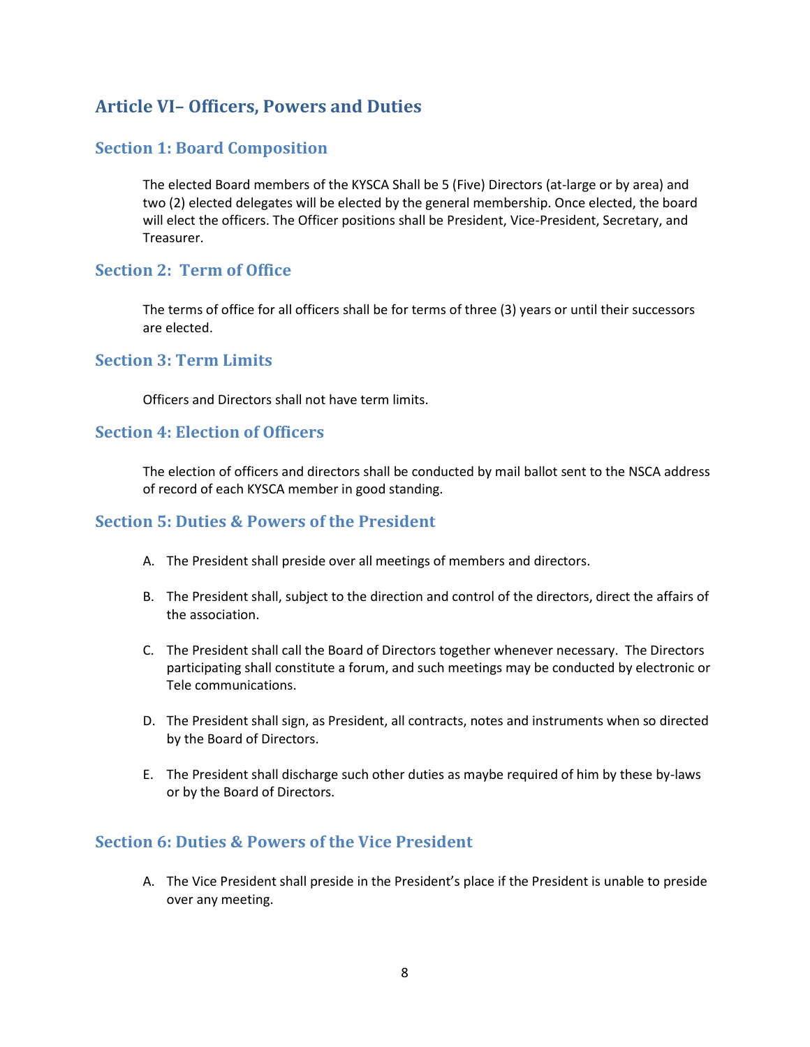## Article VI– Officers, Powers and Duties

### Section 1: Board Composition

The elected Board members of the KYSCA Shall be 5 (Five) Directors (at-large or by area) and two (2) elected delegates will be elected by the general membership. Once elected, the board will elect the officers. The Officer positions shall be President, Vice-President, Secretary, and Treasurer.

### Section 2: Term of Office

The terms of office for all officers shall be for terms of three (3) years or until their successors are elected.

### Section 3: Term Limits

Officers and Directors shall not have term limits.

### Section 4: Election of Officers

The election of officers and directors shall be conducted by mail ballot sent to the NSCA address of record of each KYSCA member in good standing.

### Section 5: Duties & Powers of the President

A. The President shall preside over all meetings of members and directors.

B. The President shall, subject to the direction and control of the directors, direct the affairs of the association.

C. The President shall call the Board of Directors together whenever necessary. The Directors participating shall constitute a forum, and such meetings may be conducted by electronic or Tele communications.

D. The President shall sign, as President, all contracts, notes and instruments when so directed by the Board of Directors.

E. The President shall discharge such other duties as maybe required of him by these by-laws or by the Board of Directors.

### Section 6: Duties & Powers of the Vice President

A. The Vice President shall preside in the President's place if the President is unable to preside over any meeting.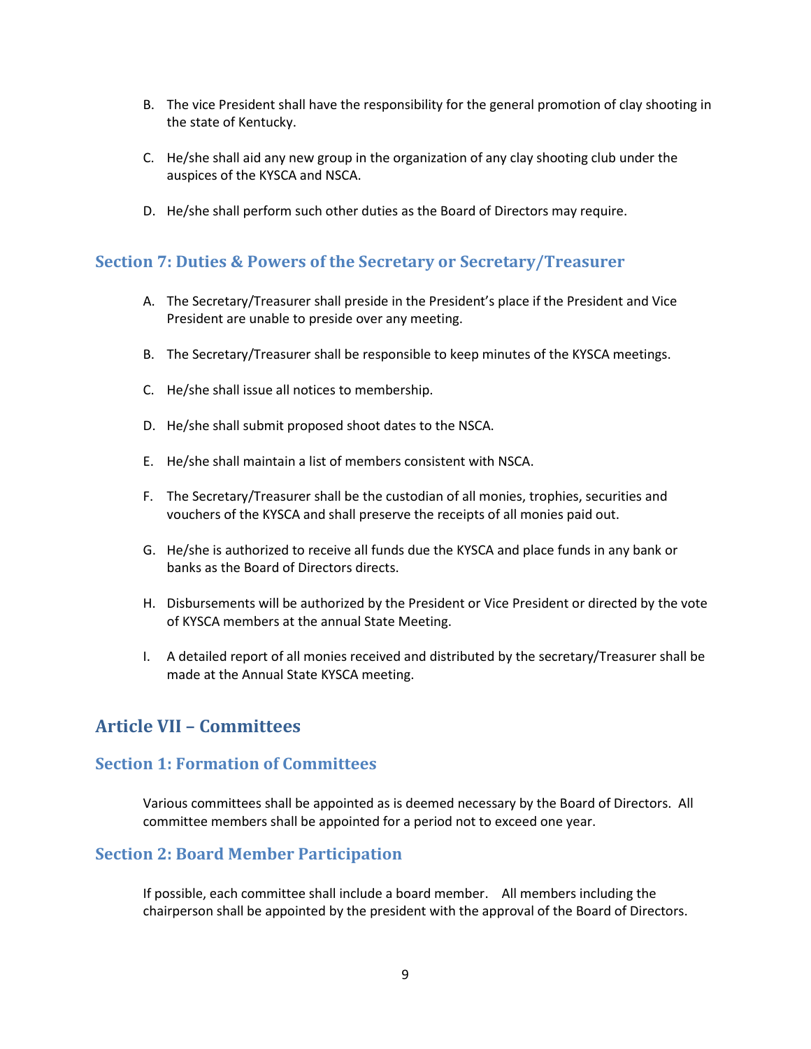B. The vice President shall have the responsibility for the general promotion of clay shooting in the state of Kentucky.

C. He/she shall aid any new group in the organization of any clay shooting club under the auspices of the KYSCA and NSCA.

D. He/she shall perform such other duties as the Board of Directors may require.

### Section 7: Duties & Powers of the Secretary or Secretary/Treasurer

A. The Secretary/Treasurer shall preside in the President's place if the President and Vice President are unable to preside over any meeting.

B. The Secretary/Treasurer shall be responsible to keep minutes of the KYSCA meetings.

C. He/she shall issue all notices to membership.

D. He/she shall submit proposed shoot dates to the NSCA.

E. He/she shall maintain a list of members consistent with NSCA.

F. The Secretary/Treasurer shall be the custodian of all monies, trophies, securities and vouchers of the KYSCA and shall preserve the receipts of all monies paid out.

G. He/she is authorized to receive all funds due the KYSCA and place funds in any bank or banks as the Board of Directors directs.

H. Disbursements will be authorized by the President or Vice President or directed by the vote of KYSCA members at the annual State Meeting.

I. A detailed report of all monies received and distributed by the secretary/Treasurer shall be made at the Annual State KYSCA meeting.

## Article VII – Committees

### Section 1: Formation of Committees

Various committees shall be appointed as is deemed necessary by the Board of Directors. All committee members shall be appointed for a period not to exceed one year.

### Section 2: Board Member Participation

If possible, each committee shall include a board member. All members including the chairperson shall be appointed by the president with the approval of the Board of Directors.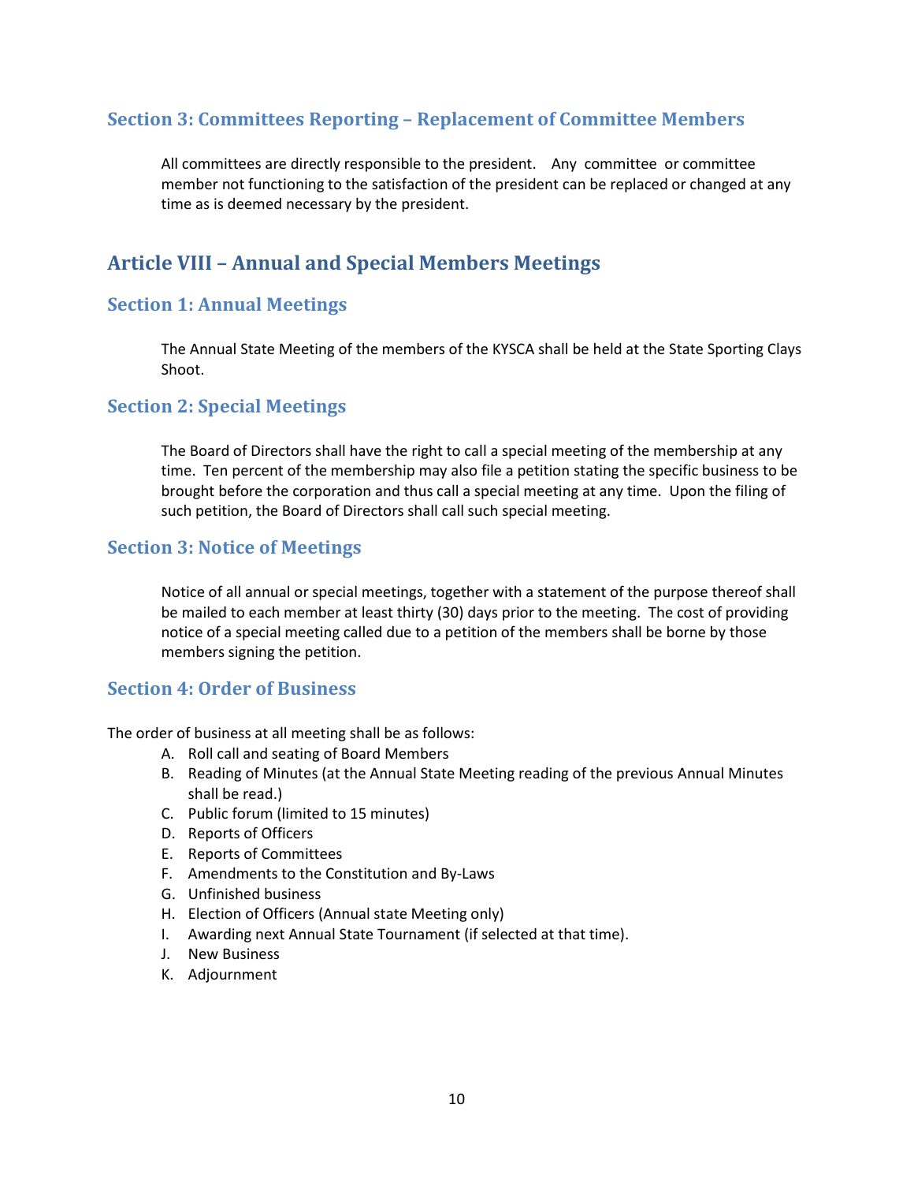### Section 3: Committees Reporting – Replacement of Committee Members

All committees are directly responsible to the president. Any committee or committee member not functioning to the satisfaction of the president can be replaced or changed at any time as is deemed necessary by the president.

## Article VIII – Annual and Special Members Meetings

### Section 1: Annual Meetings

The Annual State Meeting of the members of the KYSCA shall be held at the State Sporting Clays Shoot.

### Section 2: Special Meetings

The Board of Directors shall have the right to call a special meeting of the membership at any time. Ten percent of the membership may also file a petition stating the specific business to be brought before the corporation and thus call a special meeting at any time. Upon the filing of such petition, the Board of Directors shall call such special meeting.

### Section 3: Notice of Meetings

Notice of all annual or special meetings, together with a statement of the purpose thereof shall be mailed to each member at least thirty (30) days prior to the meeting. The cost of providing notice of a special meeting called due to a petition of the members shall be borne by those members signing the petition.

### Section 4: Order of Business

The order of business at all meeting shall be as follows:

A. Roll call and seating of Board Members
B. Reading of Minutes (at the Annual State Meeting reading of the previous Annual Minutes shall be read.)
C. Public forum (limited to 15 minutes)
D. Reports of Officers
E. Reports of Committees
F. Amendments to the Constitution and By-Laws
G. Unfinished business
H. Election of Officers (Annual state Meeting only)
I. Awarding next Annual State Tournament (if selected at that time).
J. New Business
K. Adjournment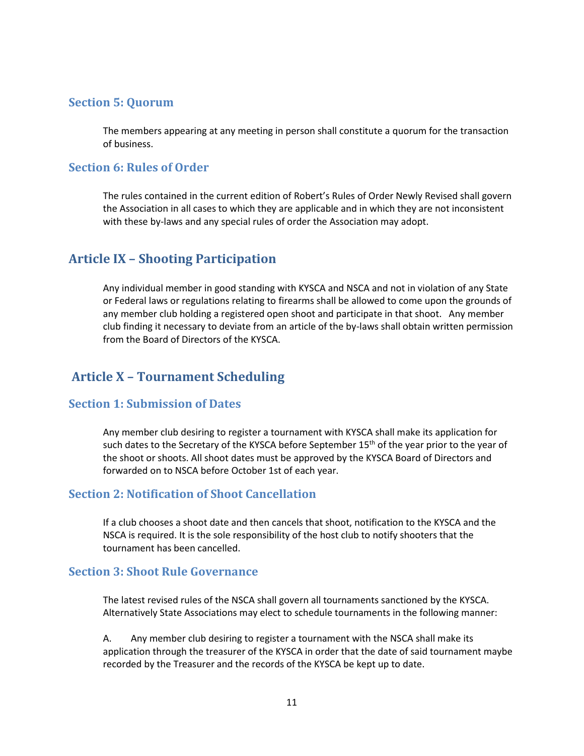### Section 5: Quorum

The members appearing at any meeting in person shall constitute a quorum for the transaction of business.

### Section 6: Rules of Order

The rules contained in the current edition of Robert's Rules of Order Newly Revised shall govern the Association in all cases to which they are applicable and in which they are not inconsistent with these by-laws and any special rules of order the Association may adopt.

## Article IX – Shooting Participation

Any individual member in good standing with KYSCA and NSCA and not in violation of any State or Federal laws or regulations relating to firearms shall be allowed to come upon the grounds of any member club holding a registered open shoot and participate in that shoot. Any member club finding it necessary to deviate from an article of the by-laws shall obtain written permission from the Board of Directors of the KYSCA.

## Article X – Tournament Scheduling

### Section 1: Submission of Dates

Any member club desiring to register a tournament with KYSCA shall make its application for such dates to the Secretary of the KYSCA before September 15th of the year prior to the year of the shoot or shoots. All shoot dates must be approved by the KYSCA Board of Directors and forwarded on to NSCA before October 1st of each year.

### Section 2: Notification of Shoot Cancellation

If a club chooses a shoot date and then cancels that shoot, notification to the KYSCA and the NSCA is required. It is the sole responsibility of the host club to notify shooters that the tournament has been cancelled.

### Section 3: Shoot Rule Governance

The latest revised rules of the NSCA shall govern all tournaments sanctioned by the KYSCA. Alternatively State Associations may elect to schedule tournaments in the following manner:

A. Any member club desiring to register a tournament with the NSCA shall make its application through the treasurer of the KYSCA in order that the date of said tournament maybe recorded by the Treasurer and the records of the KYSCA be kept up to date.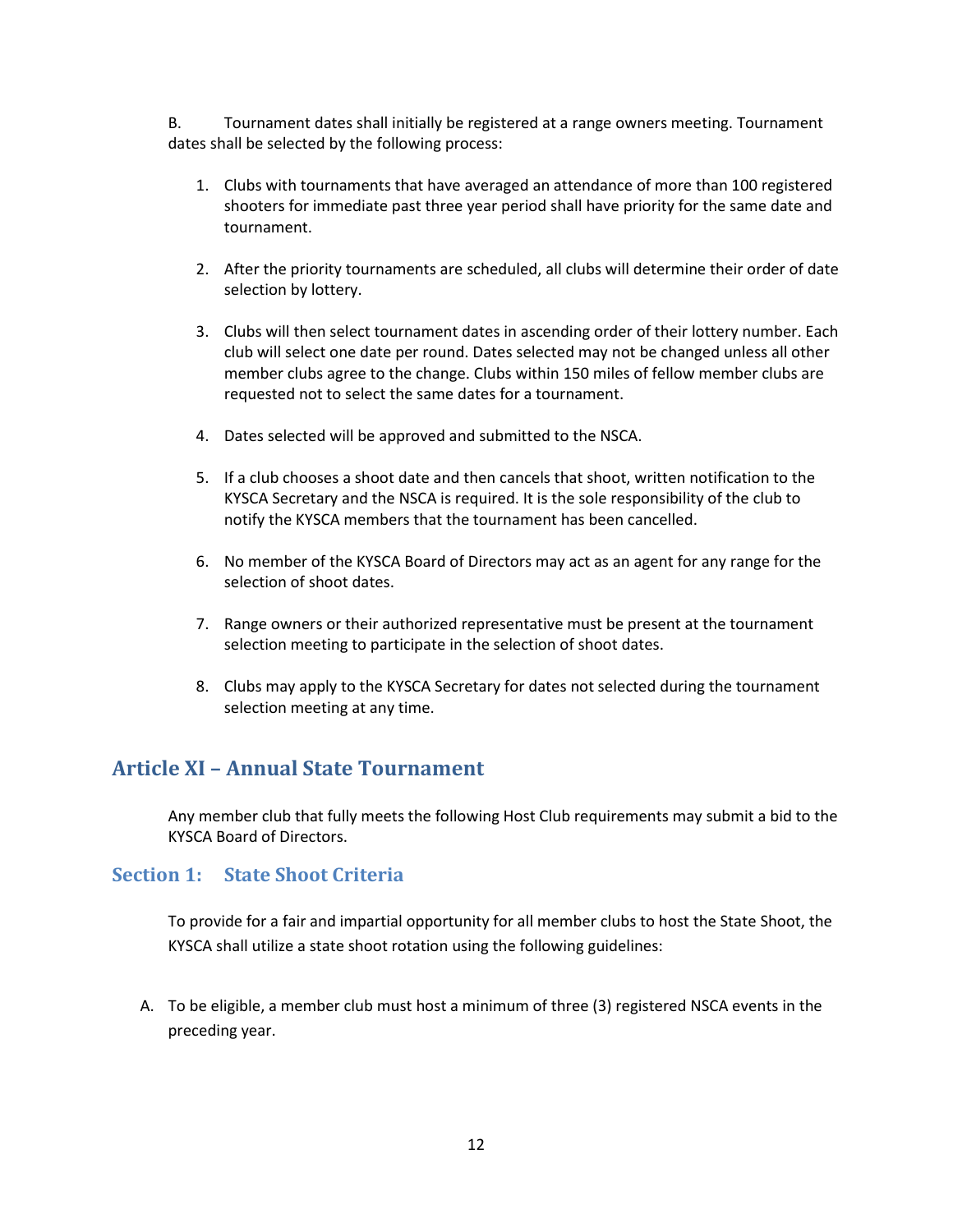B. Tournament dates shall initially be registered at a range owners meeting. Tournament dates shall be selected by the following process:

1. Clubs with tournaments that have averaged an attendance of more than 100 registered shooters for immediate past three year period shall have priority for the same date and tournament.

2. After the priority tournaments are scheduled, all clubs will determine their order of date selection by lottery.

3. Clubs will then select tournament dates in ascending order of their lottery number. Each club will select one date per round. Dates selected may not be changed unless all other member clubs agree to the change. Clubs within 150 miles of fellow member clubs are requested not to select the same dates for a tournament.

4. Dates selected will be approved and submitted to the NSCA.

5. If a club chooses a shoot date and then cancels that shoot, written notification to the KYSCA Secretary and the NSCA is required. It is the sole responsibility of the club to notify the KYSCA members that the tournament has been cancelled.

6. No member of the KYSCA Board of Directors may act as an agent for any range for the selection of shoot dates.

7. Range owners or their authorized representative must be present at the tournament selection meeting to participate in the selection of shoot dates.

8. Clubs may apply to the KYSCA Secretary for dates not selected during the tournament selection meeting at any time.

# Article XI – Annual State Tournament

Any member club that fully meets the following Host Club requirements may submit a bid to the KYSCA Board of Directors.

## Section 1: State Shoot Criteria

To provide for a fair and impartial opportunity for all member clubs to host the State Shoot, the KYSCA shall utilize a state shoot rotation using the following guidelines:

A. To be eligible, a member club must host a minimum of three (3) registered NSCA events in the preceding year.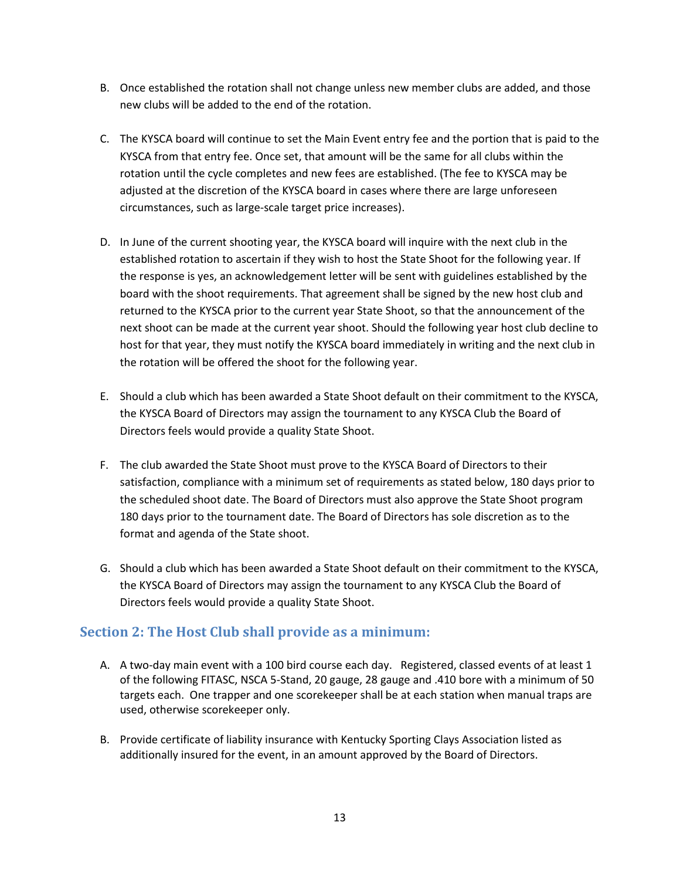B. Once established the rotation shall not change unless new member clubs are added, and those new clubs will be added to the end of the rotation.

C. The KYSCA board will continue to set the Main Event entry fee and the portion that is paid to the KYSCA from that entry fee. Once set, that amount will be the same for all clubs within the rotation until the cycle completes and new fees are established. (The fee to KYSCA may be adjusted at the discretion of the KYSCA board in cases where there are large unforeseen circumstances, such as large-scale target price increases).

D. In June of the current shooting year, the KYSCA board will inquire with the next club in the established rotation to ascertain if they wish to host the State Shoot for the following year. If the response is yes, an acknowledgement letter will be sent with guidelines established by the board with the shoot requirements. That agreement shall be signed by the new host club and returned to the KYSCA prior to the current year State Shoot, so that the announcement of the next shoot can be made at the current year shoot. Should the following year host club decline to host for that year, they must notify the KYSCA board immediately in writing and the next club in the rotation will be offered the shoot for the following year.

E. Should a club which has been awarded a State Shoot default on their commitment to the KYSCA, the KYSCA Board of Directors may assign the tournament to any KYSCA Club the Board of Directors feels would provide a quality State Shoot.

F. The club awarded the State Shoot must prove to the KYSCA Board of Directors to their satisfaction, compliance with a minimum set of requirements as stated below, 180 days prior to the scheduled shoot date. The Board of Directors must also approve the State Shoot program 180 days prior to the tournament date. The Board of Directors has sole discretion as to the format and agenda of the State shoot.

G. Should a club which has been awarded a State Shoot default on their commitment to the KYSCA, the KYSCA Board of Directors may assign the tournament to any KYSCA Club the Board of Directors feels would provide a quality State Shoot.

## Section 2: The Host Club shall provide as a minimum:

A. A two-day main event with a 100 bird course each day. Registered, classed events of at least 1 of the following FITASC, NSCA 5-Stand, 20 gauge, 28 gauge and .410 bore with a minimum of 50 targets each. One trapper and one scorekeeper shall be at each station when manual traps are used, otherwise scorekeeper only.

B. Provide certificate of liability insurance with Kentucky Sporting Clays Association listed as additionally insured for the event, in an amount approved by the Board of Directors.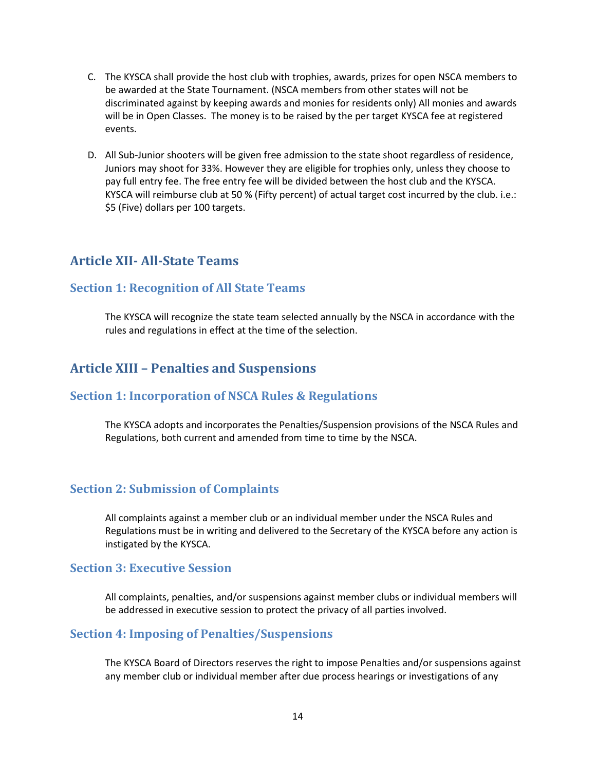C. The KYSCA shall provide the host club with trophies, awards, prizes for open NSCA members to be awarded at the State Tournament. (NSCA members from other states will not be discriminated against by keeping awards and monies for residents only) All monies and awards will be in Open Classes. The money is to be raised by the per target KYSCA fee at registered events.

D. All Sub-Junior shooters will be given free admission to the state shoot regardless of residence, Juniors may shoot for 33%. However they are eligible for trophies only, unless they choose to pay full entry fee. The free entry fee will be divided between the host club and the KYSCA. KYSCA will reimburse club at 50 % (Fifty percent) of actual target cost incurred by the club. i.e.: $5 (Five) dollars per 100 targets.

## Article XII- All-State Teams

### Section 1: Recognition of All State Teams

The KYSCA will recognize the state team selected annually by the NSCA in accordance with the rules and regulations in effect at the time of the selection.

## Article XIII – Penalties and Suspensions

### Section 1: Incorporation of NSCA Rules & Regulations

The KYSCA adopts and incorporates the Penalties/Suspension provisions of the NSCA Rules and Regulations, both current and amended from time to time by the NSCA.

### Section 2: Submission of Complaints

All complaints against a member club or an individual member under the NSCA Rules and Regulations must be in writing and delivered to the Secretary of the KYSCA before any action is instigated by the KYSCA.

### Section 3: Executive Session

All complaints, penalties, and/or suspensions against member clubs or individual members will be addressed in executive session to protect the privacy of all parties involved.

### Section 4: Imposing of Penalties/Suspensions

The KYSCA Board of Directors reserves the right to impose Penalties and/or suspensions against any member club or individual member after due process hearings or investigations of any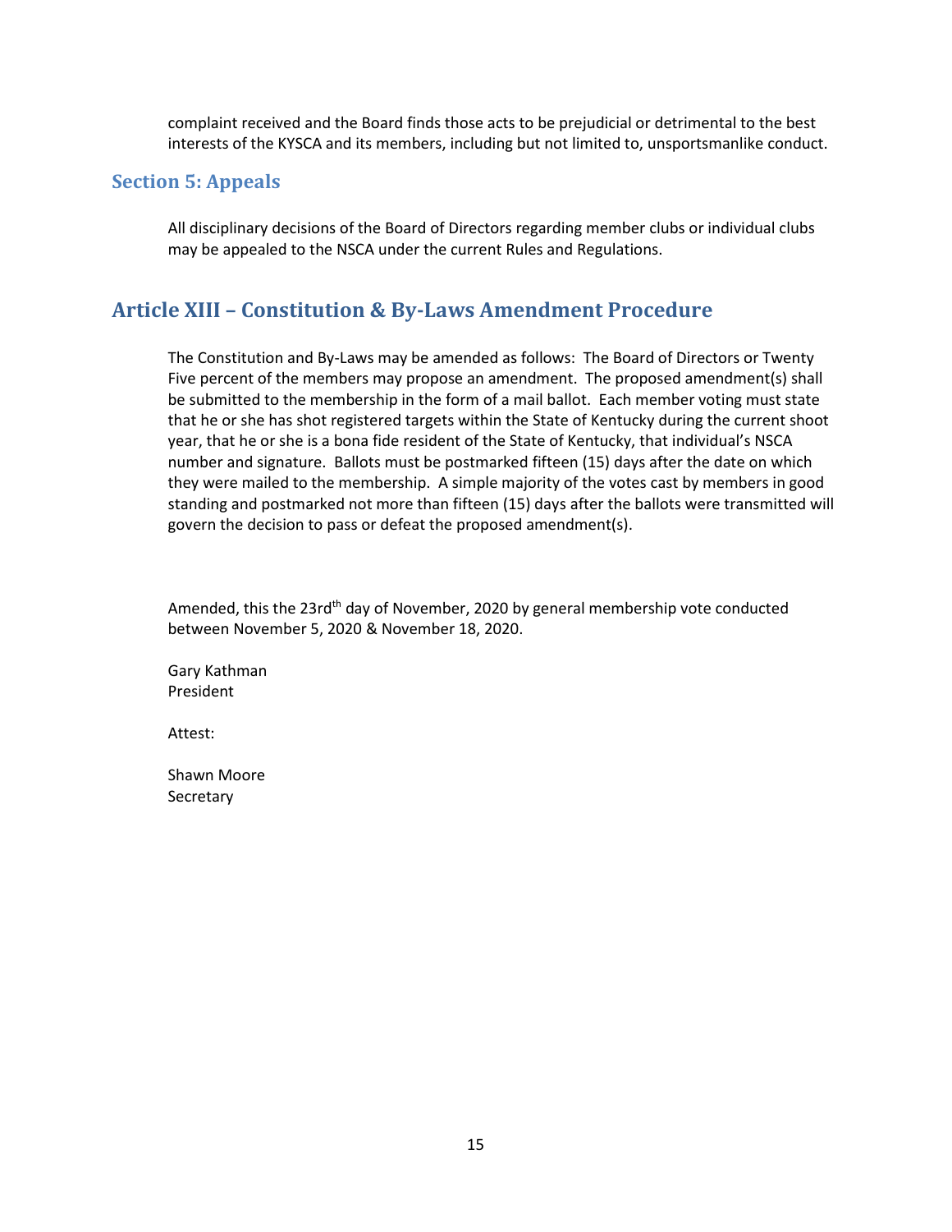complaint received and the Board finds those acts to be prejudicial or detrimental to the best interests of the KYSCA and its members, including but not limited to, unsportsmanlike conduct.

### Section 5: Appeals

All disciplinary decisions of the Board of Directors regarding member clubs or individual clubs may be appealed to the NSCA under the current Rules and Regulations.

## Article XIII – Constitution & By-Laws Amendment Procedure

The Constitution and By-Laws may be amended as follows: The Board of Directors or Twenty Five percent of the members may propose an amendment. The proposed amendment(s) shall be submitted to the membership in the form of a mail ballot. Each member voting must state that he or she has shot registered targets within the State of Kentucky during the current shoot year, that he or she is a bona fide resident of the State of Kentucky, that individual's NSCA number and signature. Ballots must be postmarked fifteen (15) days after the date on which they were mailed to the membership. A simple majority of the votes cast by members in good standing and postmarked not more than fifteen (15) days after the ballots were transmitted will govern the decision to pass or defeat the proposed amendment(s).

Amended, this the 23rd day of November, 2020 by general membership vote conducted between November 5, 2020 & November 18, 2020.

Gary Kathman
President

Attest:

Shawn Moore
Secretary